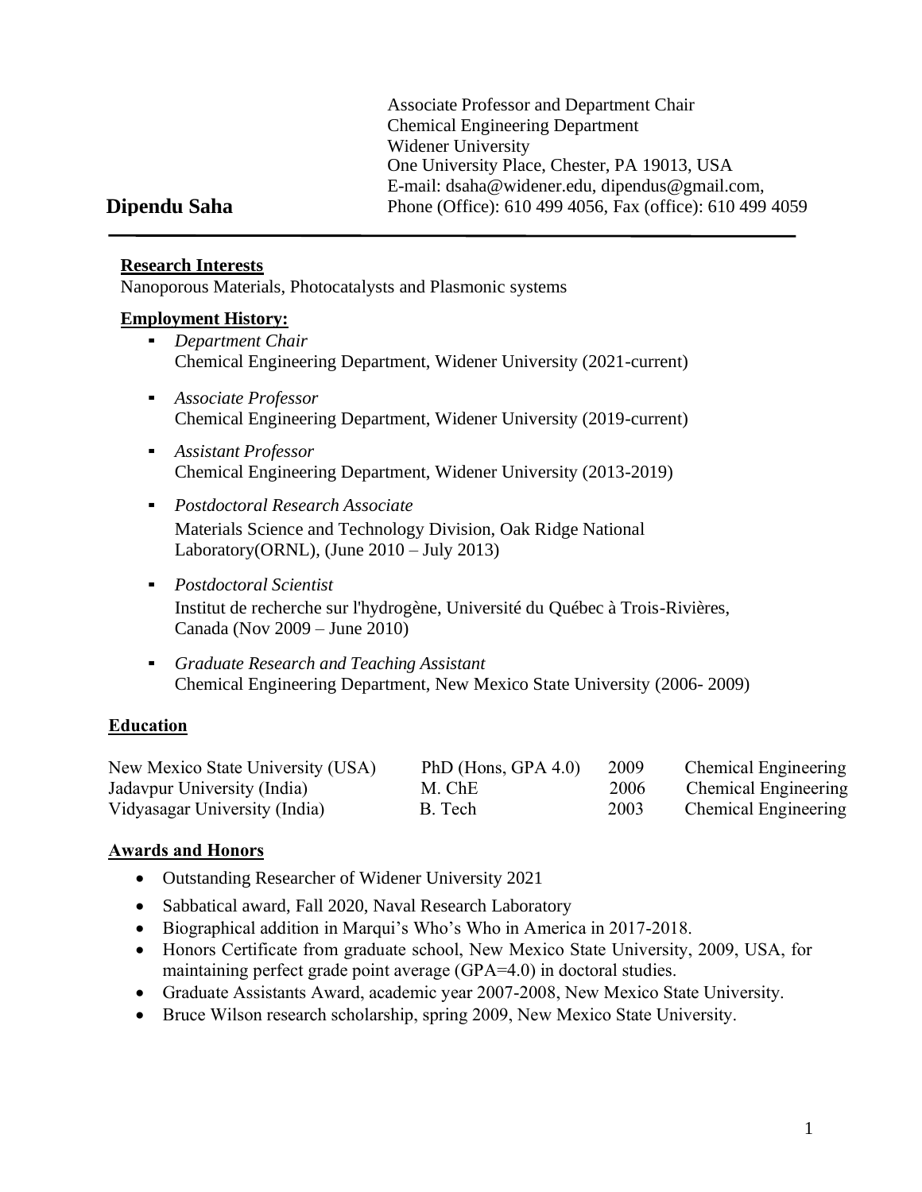# Dipendu Saha

Associate Professor and Department Chair
Chemical Engineering Department
Widener University
One University Place, Chester, PA 19013, USA
E-mail: dsaha@widener.edu, dipendus@gmail.com,
Phone (Office): 610 499 4056, Fax (office): 610 499 4059

## Research Interests

Nanoporous Materials, Photocatalysts and Plasmonic systems

## Employment History:

- *Department Chair*
  Chemical Engineering Department, Widener University (2021-current)

- *Associate Professor*
  Chemical Engineering Department, Widener University (2019-current)

- *Assistant Professor*
  Chemical Engineering Department, Widener University (2013-2019)

- *Postdoctoral Research Associate*
  Materials Science and Technology Division, Oak Ridge National Laboratory(ORNL), (June 2010 – July 2013)

- *Postdoctoral Scientist*
  Institut de recherche sur l'hydrogène, Université du Québec à Trois-Rivières, Canada (Nov 2009 – June 2010)

- *Graduate Research and Teaching Assistant*
  Chemical Engineering Department, New Mexico State University (2006- 2009)

## Education

| | | | |
|---|---|---|---|
| New Mexico State University (USA) | PhD (Hons, GPA 4.0) | 2009 | Chemical Engineering |
| Jadavpur University (India) | M. ChE | 2006 | Chemical Engineering |
| Vidyasagar University (India) | B. Tech | 2003 | Chemical Engineering |

## Awards and Honors

- Outstanding Researcher of Widener University 2021
- Sabbatical award, Fall 2020, Naval Research Laboratory
- Biographical addition in Marqui's Who's Who in America in 2017-2018.
- Honors Certificate from graduate school, New Mexico State University, 2009, USA, for maintaining perfect grade point average (GPA=4.0) in doctoral studies.
- Graduate Assistants Award, academic year 2007-2008, New Mexico State University.
- Bruce Wilson research scholarship, spring 2009, New Mexico State University.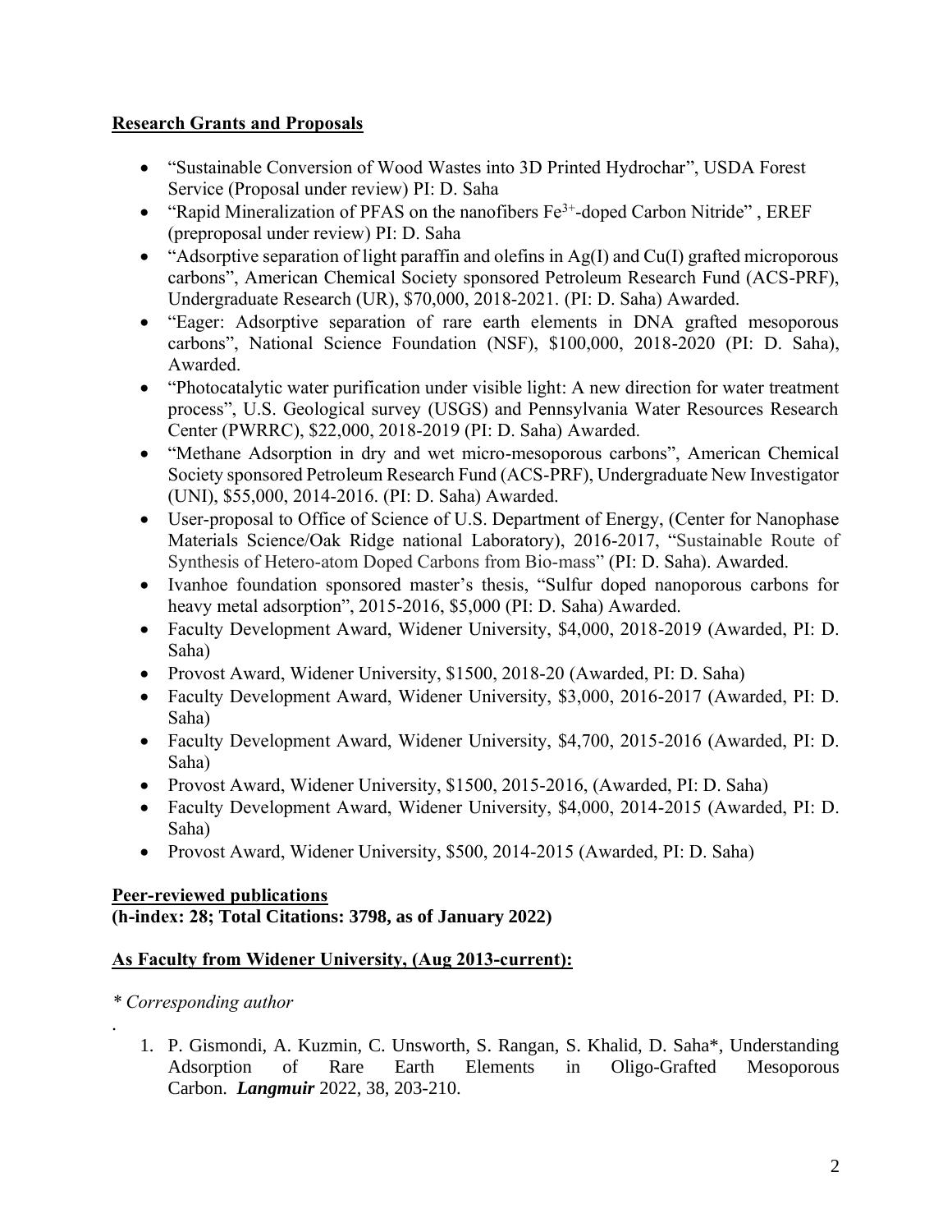## Research Grants and Proposals

- "Sustainable Conversion of Wood Wastes into 3D Printed Hydrochar", USDA Forest Service (Proposal under review) PI: D. Saha
- "Rapid Mineralization of PFAS on the nanofibers $Fe^{3+}$-doped Carbon Nitride" , EREF (preproposal under review) PI: D. Saha
- "Adsorptive separation of light paraffin and olefins in Ag(I) and Cu(I) grafted microporous carbons", American Chemical Society sponsored Petroleum Research Fund (ACS-PRF), Undergraduate Research (UR), $70,000, 2018-2021. (PI: D. Saha) Awarded.
- "Eager: Adsorptive separation of rare earth elements in DNA grafted mesoporous carbons", National Science Foundation (NSF), $100,000, 2018-2020 (PI: D. Saha), Awarded.
- "Photocatalytic water purification under visible light: A new direction for water treatment process", U.S. Geological survey (USGS) and Pennsylvania Water Resources Research Center (PWRRC), $22,000, 2018-2019 (PI: D. Saha) Awarded.
- "Methane Adsorption in dry and wet micro-mesoporous carbons", American Chemical Society sponsored Petroleum Research Fund (ACS-PRF), Undergraduate New Investigator (UNI), $55,000, 2014-2016. (PI: D. Saha) Awarded.
- User-proposal to Office of Science of U.S. Department of Energy, (Center for Nanophase Materials Science/Oak Ridge national Laboratory), 2016-2017, "Sustainable Route of Synthesis of Hetero-atom Doped Carbons from Bio-mass" (PI: D. Saha). Awarded.
- Ivanhoe foundation sponsored master's thesis, "Sulfur doped nanoporous carbons for heavy metal adsorption", 2015-2016, $5,000 (PI: D. Saha) Awarded.
- Faculty Development Award, Widener University, $4,000, 2018-2019 (Awarded, PI: D. Saha)
- Provost Award, Widener University, $1500, 2018-20 (Awarded, PI: D. Saha)
- Faculty Development Award, Widener University, $3,000, 2016-2017 (Awarded, PI: D. Saha)
- Faculty Development Award, Widener University, $4,700, 2015-2016 (Awarded, PI: D. Saha)
- Provost Award, Widener University, $1500, 2015-2016, (Awarded, PI: D. Saha)
- Faculty Development Award, Widener University, $4,000, 2014-2015 (Awarded, PI: D. Saha)
- Provost Award, Widener University, $500, 2014-2015 (Awarded, PI: D. Saha)

## Peer-reviewed publications
**(h-index: 28; Total Citations: 3798, as of January 2022)**

## As Faculty from Widener University, (Aug 2013-current):

*\* Corresponding author*

.

1. P. Gismondi, A. Kuzmin, C. Unsworth, S. Rangan, S. Khalid, D. Saha*, Understanding Adsorption of Rare Earth Elements in Oligo-Grafted Mesoporous Carbon. ***Langmuir*** 2022, 38, 203-210.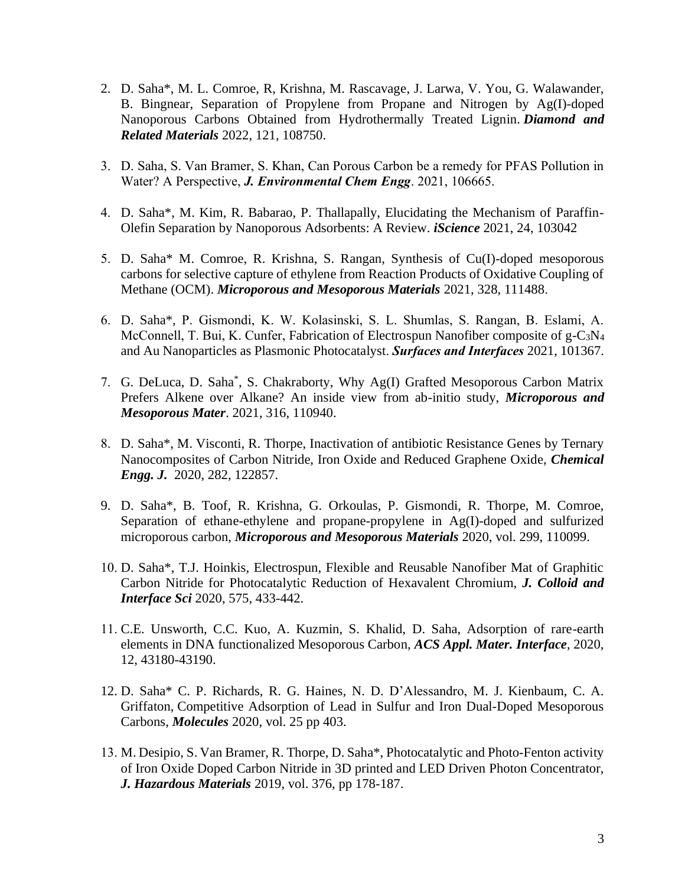2. D. Saha*, M. L. Comroe, R, Krishna, M. Rascavage, J. Larwa, V. You, G. Walawander, B. Bingnear, Separation of Propylene from Propane and Nitrogen by Ag(I)-doped Nanoporous Carbons Obtained from Hydrothermally Treated Lignin. ***Diamond and Related Materials*** 2022, 121, 108750.

3. D. Saha, S. Van Bramer, S. Khan, Can Porous Carbon be a remedy for PFAS Pollution in Water? A Perspective, ***J. Environmental Chem Engg***. 2021, 106665.

4. D. Saha*, M. Kim, R. Babarao, P. Thallapally, Elucidating the Mechanism of Paraffin-Olefin Separation by Nanoporous Adsorbents: A Review. ***iScience*** 2021, 24, 103042

5. D. Saha* M. Comroe, R. Krishna, S. Rangan, Synthesis of Cu(I)-doped mesoporous carbons for selective capture of ethylene from Reaction Products of Oxidative Coupling of Methane (OCM). ***Microporous and Mesoporous Materials*** 2021, 328, 111488.

6. D. Saha*, P. Gismondi, K. W. Kolasinski, S. L. Shumlas, S. Rangan, B. Eslami, A. McConnell, T. Bui, K. Cunfer, Fabrication of Electrospun Nanofiber composite of g-$C_3N_4$ and Au Nanoparticles as Plasmonic Photocatalyst. ***Surfaces and Interfaces*** 2021, 101367.

7. G. DeLuca, D. Saha*, S. Chakraborty, Why Ag(I) Grafted Mesoporous Carbon Matrix Prefers Alkene over Alkane? An inside view from ab-initio study, ***Microporous and Mesoporous Mater***. 2021, 316, 110940.

8. D. Saha*, M. Visconti, R. Thorpe, Inactivation of antibiotic Resistance Genes by Ternary Nanocomposites of Carbon Nitride, Iron Oxide and Reduced Graphene Oxide, ***Chemical Engg. J.*** 2020, 282, 122857.

9. D. Saha*, B. Toof, R. Krishna, G. Orkoulas, P. Gismondi, R. Thorpe, M. Comroe, Separation of ethane-ethylene and propane-propylene in Ag(I)-doped and sulfurized microporous carbon, ***Microporous and Mesoporous Materials*** 2020, vol. 299, 110099.

10. D. Saha*, T.J. Hoinkis, Electrospun, Flexible and Reusable Nanofiber Mat of Graphitic Carbon Nitride for Photocatalytic Reduction of Hexavalent Chromium, ***J. Colloid and Interface Sci*** 2020, 575, 433-442.

11. C.E. Unsworth, C.C. Kuo, A. Kuzmin, S. Khalid, D. Saha, Adsorption of rare-earth elements in DNA functionalized Mesoporous Carbon, ***ACS Appl. Mater. Interface***, 2020, 12, 43180-43190.

12. D. Saha* C. P. Richards, R. G. Haines, N. D. D'Alessandro, M. J. Kienbaum, C. A. Griffaton, Competitive Adsorption of Lead in Sulfur and Iron Dual-Doped Mesoporous Carbons, ***Molecules*** 2020, vol. 25 pp 403.

13. M. Desipio, S. Van Bramer, R. Thorpe, D. Saha*, Photocatalytic and Photo-Fenton activity of Iron Oxide Doped Carbon Nitride in 3D printed and LED Driven Photon Concentrator, ***J. Hazardous Materials*** 2019, vol. 376, pp 178-187.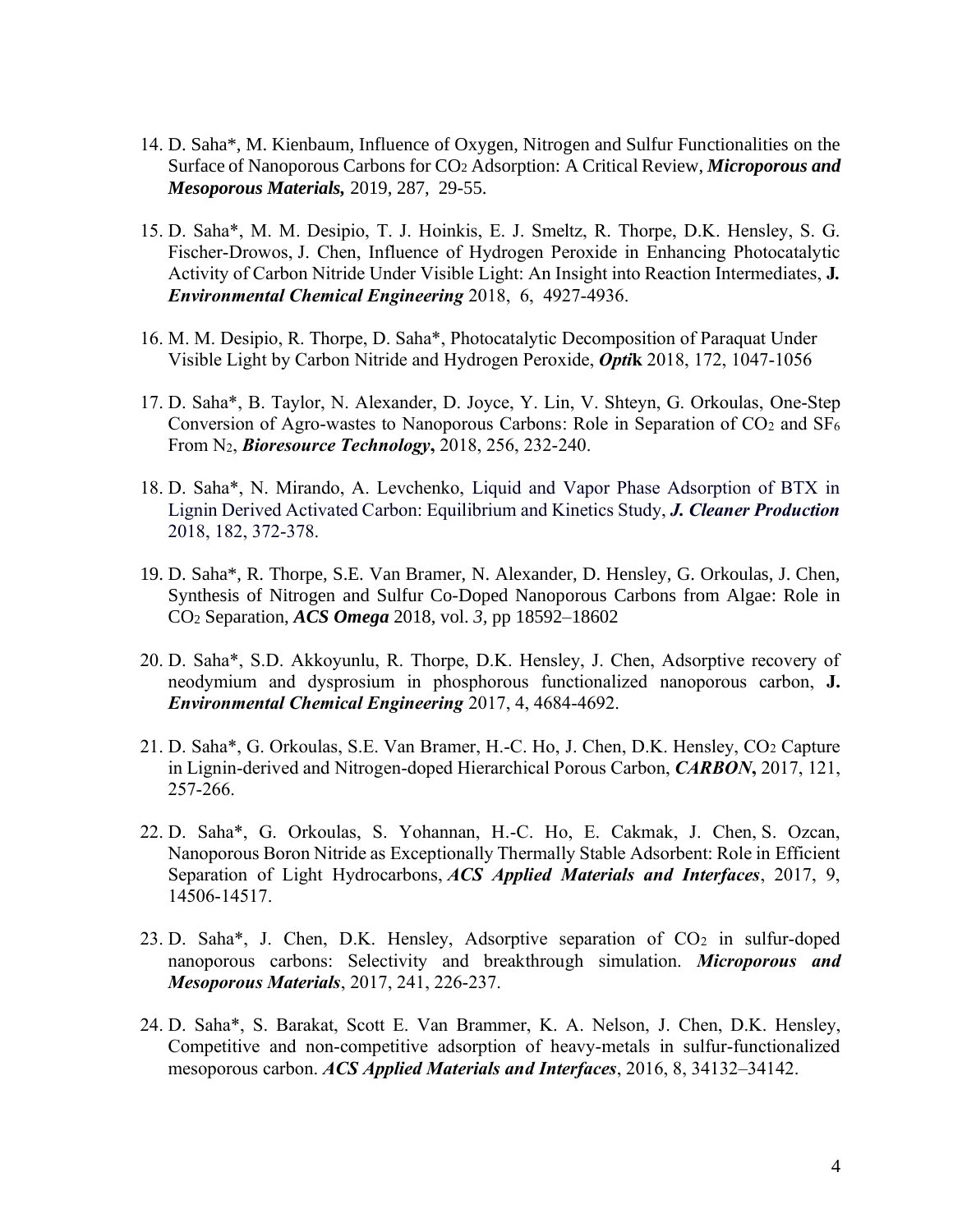14. D. Saha*, M. Kienbaum, Influence of Oxygen, Nitrogen and Sulfur Functionalities on the Surface of Nanoporous Carbons for $CO_2$ Adsorption: A Critical Review, ***Microporous and Mesoporous Materials,*** 2019, 287, 29-55.

15. D. Saha*, M. M. Desipio, T. J. Hoinkis, E. J. Smeltz, R. Thorpe, D.K. Hensley, S. G. Fischer-Drowos, J. Chen, Influence of Hydrogen Peroxide in Enhancing Photocatalytic Activity of Carbon Nitride Under Visible Light: An Insight into Reaction Intermediates, **J. *Environmental Chemical Engineering*** 2018, 6, 4927-4936.

16. M. M. Desipio, R. Thorpe, D. Saha*, Photocatalytic Decomposition of Paraquat Under Visible Light by Carbon Nitride and Hydrogen Peroxide, ***Opti*k** 2018, 172, 1047-1056

17. D. Saha*, B. Taylor, N. Alexander, D. Joyce, Y. Lin, V. Shteyn, G. Orkoulas, One-Step Conversion of Agro-wastes to Nanoporous Carbons: Role in Separation of $CO_2$ and $SF_6$ From $N_2$, ***Bioresource Technology*****,** 2018, 256, 232-240.

18. D. Saha*, N. Mirando, A. Levchenko, Liquid and Vapor Phase Adsorption of BTX in Lignin Derived Activated Carbon: Equilibrium and Kinetics Study, ***J. Cleaner Production*** 2018, 182, 372-378.

19. D. Saha*, R. Thorpe, S.E. Van Bramer, N. Alexander, D. Hensley, G. Orkoulas, J. Chen, Synthesis of Nitrogen and Sulfur Co-Doped Nanoporous Carbons from Algae: Role in $CO_2$ Separation, ***ACS Omega*** 2018, vol. *3,* pp 18592–18602

20. D. Saha*, S.D. Akkoyunlu, R. Thorpe, D.K. Hensley, J. Chen, Adsorptive recovery of neodymium and dysprosium in phosphorous functionalized nanoporous carbon, **J. *Environmental Chemical Engineering*** 2017, 4, 4684-4692.

21. D. Saha*, G. Orkoulas, S.E. Van Bramer, H.-C. Ho, J. Chen, D.K. Hensley, $CO_2$ Capture in Lignin-derived and Nitrogen-doped Hierarchical Porous Carbon, ***CARBON*****,** 2017, 121, 257-266.

22. D. Saha*, G. Orkoulas, S. Yohannan, H.-C. Ho, E. Cakmak, J. Chen, S. Ozcan, Nanoporous Boron Nitride as Exceptionally Thermally Stable Adsorbent: Role in Efficient Separation of Light Hydrocarbons, ***ACS Applied Materials and Interfaces***, 2017, 9, 14506-14517.

23. D. Saha*, J. Chen, D.K. Hensley, Adsorptive separation of $CO_2$ in sulfur-doped nanoporous carbons: Selectivity and breakthrough simulation. ***Microporous and Mesoporous Materials***, 2017, 241, 226-237.

24. D. Saha*, S. Barakat, Scott E. Van Brammer, K. A. Nelson, J. Chen, D.K. Hensley, Competitive and non-competitive adsorption of heavy-metals in sulfur-functionalized mesoporous carbon. ***ACS Applied Materials and Interfaces***, 2016, 8, 34132–34142.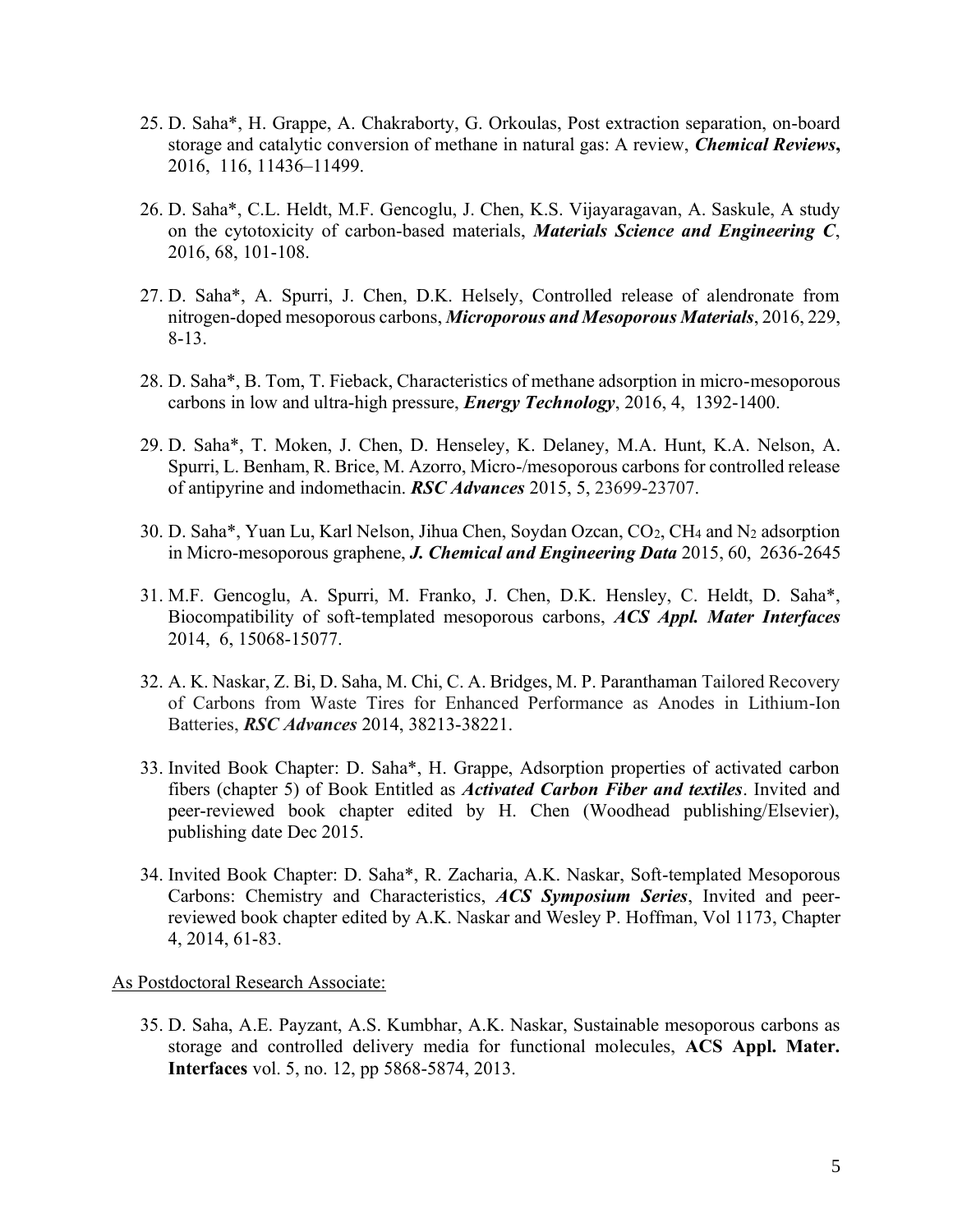25. D. Saha*, H. Grappe, A. Chakraborty, G. Orkoulas, Post extraction separation, on-board storage and catalytic conversion of methane in natural gas: A review, ***Chemical Reviews*****,** 2016, 116, 11436–11499.

26. D. Saha*, C.L. Heldt, M.F. Gencoglu, J. Chen, K.S. Vijayaragavan, A. Saskule, A study on the cytotoxicity of carbon-based materials, ***Materials Science and Engineering C***, 2016, 68, 101-108.

27. D. Saha*, A. Spurri, J. Chen, D.K. Helsely, Controlled release of alendronate from nitrogen-doped mesoporous carbons, ***Microporous and Mesoporous Materials***, 2016, 229, 8-13.

28. D. Saha*, B. Tom, T. Fieback, Characteristics of methane adsorption in micro-mesoporous carbons in low and ultra-high pressure, ***Energy Technology***, 2016, 4, 1392-1400.

29. D. Saha*, T. Moken, J. Chen, D. Henseley, K. Delaney, M.A. Hunt, K.A. Nelson, A. Spurri, L. Benham, R. Brice, M. Azorro, Micro-/mesoporous carbons for controlled release of antipyrine and indomethacin. ***RSC Advances*** 2015, 5, 23699-23707.

30. D. Saha*, Yuan Lu, Karl Nelson, Jihua Chen, Soydan Ozcan, $CO_2$, $CH_4$ and $N_2$ adsorption in Micro-mesoporous graphene, ***J. Chemical and Engineering Data*** 2015, 60, 2636-2645

31. M.F. Gencoglu, A. Spurri, M. Franko, J. Chen, D.K. Hensley, C. Heldt, D. Saha*, Biocompatibility of soft-templated mesoporous carbons, ***ACS Appl. Mater Interfaces*** 2014, 6, 15068-15077.

32. A. K. Naskar, Z. Bi, D. Saha, M. Chi, C. A. Bridges, M. P. Paranthaman Tailored Recovery of Carbons from Waste Tires for Enhanced Performance as Anodes in Lithium-Ion Batteries, ***RSC Advances*** 2014, 38213-38221.

33. Invited Book Chapter: D. Saha*, H. Grappe, Adsorption properties of activated carbon fibers (chapter 5) of Book Entitled as ***Activated Carbon Fiber and textiles***. Invited and peer-reviewed book chapter edited by H. Chen (Woodhead publishing/Elsevier), publishing date Dec 2015.

34. Invited Book Chapter: D. Saha*, R. Zacharia, A.K. Naskar, Soft-templated Mesoporous Carbons: Chemistry and Characteristics, ***ACS Symposium Series***, Invited and peer-reviewed book chapter edited by A.K. Naskar and Wesley P. Hoffman, Vol 1173, Chapter 4, 2014, 61-83.

<u>As Postdoctoral Research Associate:</u>

35. D. Saha, A.E. Payzant, A.S. Kumbhar, A.K. Naskar, Sustainable mesoporous carbons as storage and controlled delivery media for functional molecules, **ACS Appl. Mater. Interfaces** vol. 5, no. 12, pp 5868-5874, 2013.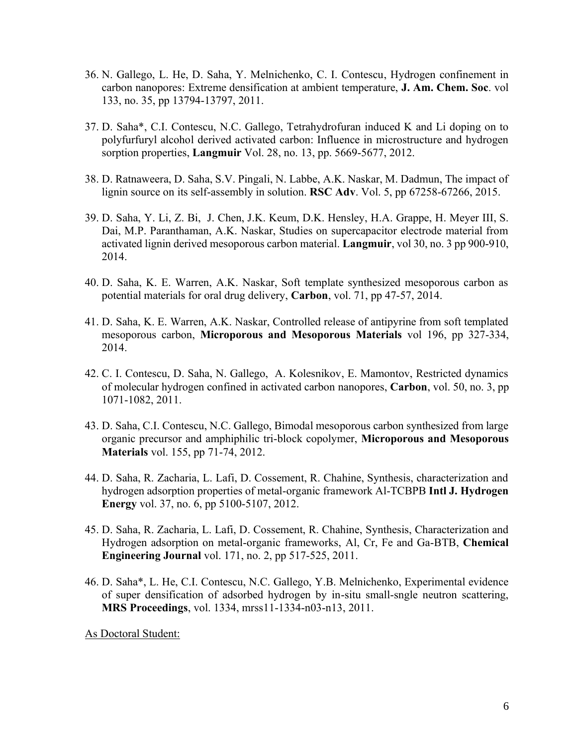36. N. Gallego, L. He, D. Saha, Y. Melnichenko, C. I. Contescu, Hydrogen confinement in carbon nanopores: Extreme densification at ambient temperature, **J. Am. Chem. Soc**. vol 133, no. 35, pp 13794-13797, 2011.

37. D. Saha*, C.I. Contescu, N.C. Gallego, Tetrahydrofuran induced K and Li doping on to polyfurfuryl alcohol derived activated carbon: Influence in microstructure and hydrogen sorption properties, **Langmuir** Vol. 28, no. 13, pp. 5669-5677, 2012.

38. D. Ratnaweera, D. Saha, S.V. Pingali, N. Labbe, A.K. Naskar, M. Dadmun, The impact of lignin source on its self-assembly in solution. **RSC Adv**. Vol. 5, pp 67258-67266, 2015.

39. D. Saha, Y. Li, Z. Bi, J. Chen, J.K. Keum, D.K. Hensley, H.A. Grappe, H. Meyer III, S. Dai, M.P. Paranthaman, A.K. Naskar, Studies on supercapacitor electrode material from activated lignin derived mesoporous carbon material. **Langmuir**, vol 30, no. 3 pp 900-910, 2014.

40. D. Saha, K. E. Warren, A.K. Naskar, Soft template synthesized mesoporous carbon as potential materials for oral drug delivery, **Carbon**, vol. 71, pp 47-57, 2014.

41. D. Saha, K. E. Warren, A.K. Naskar, Controlled release of antipyrine from soft templated mesoporous carbon, **Microporous and Mesoporous Materials** vol 196, pp 327-334, 2014.

42. C. I. Contescu, D. Saha, N. Gallego, A. Kolesnikov, E. Mamontov, Restricted dynamics of molecular hydrogen confined in activated carbon nanopores, **Carbon**, vol. 50, no. 3, pp 1071-1082, 2011.

43. D. Saha, C.I. Contescu, N.C. Gallego, Bimodal mesoporous carbon synthesized from large organic precursor and amphiphilic tri-block copolymer, **Microporous and Mesoporous Materials** vol. 155, pp 71-74, 2012.

44. D. Saha, R. Zacharia, L. Lafi, D. Cossement, R. Chahine, Synthesis, characterization and hydrogen adsorption properties of metal-organic framework Al-TCBPB **Intl J. Hydrogen Energy** vol. 37, no. 6, pp 5100-5107, 2012.

45. D. Saha, R. Zacharia, L. Lafi, D. Cossement, R. Chahine, Synthesis, Characterization and Hydrogen adsorption on metal-organic frameworks, Al, Cr, Fe and Ga-BTB, **Chemical Engineering Journal** vol. 171, no. 2, pp 517-525, 2011.

46. D. Saha*, L. He, C.I. Contescu, N.C. Gallego, Y.B. Melnichenko, Experimental evidence of super densification of adsorbed hydrogen by in-situ small-sngle neutron scattering, **MRS Proceedings**, vol. 1334, mrss11-1334-n03-n13, 2011.

As Doctoral Student: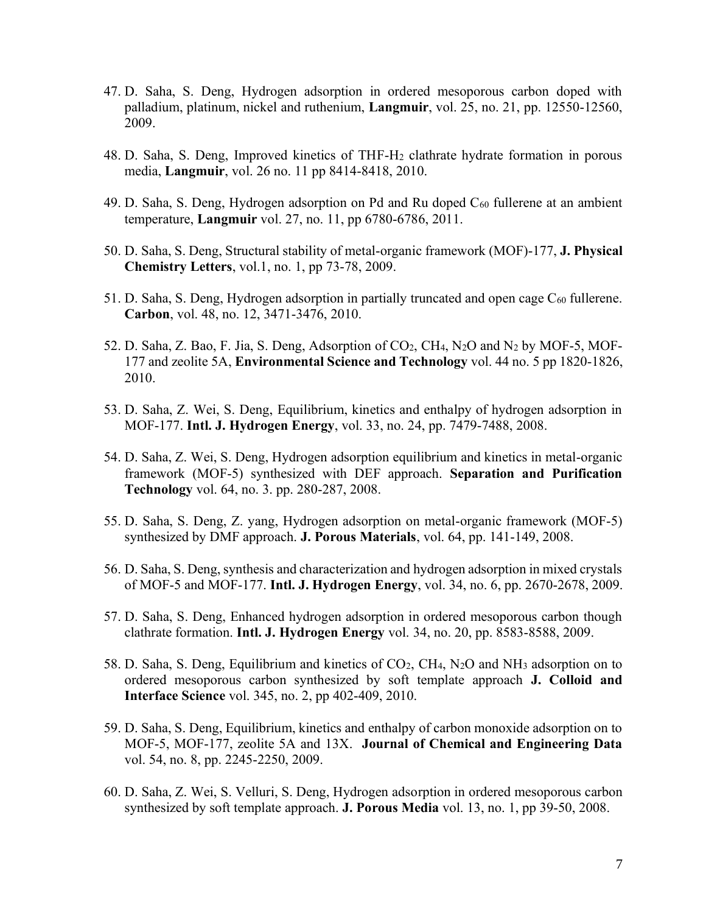47. D. Saha, S. Deng, Hydrogen adsorption in ordered mesoporous carbon doped with palladium, platinum, nickel and ruthenium, **Langmuir**, vol. 25, no. 21, pp. 12550-12560, 2009.

48. D. Saha, S. Deng, Improved kinetics of THF-$H_2$ clathrate hydrate formation in porous media, **Langmuir**, vol. 26 no. 11 pp 8414-8418, 2010.

49. D. Saha, S. Deng, Hydrogen adsorption on Pd and Ru doped $C_{60}$ fullerene at an ambient temperature, **Langmuir** vol. 27, no. 11, pp 6780-6786, 2011.

50. D. Saha, S. Deng, Structural stability of metal-organic framework (MOF)-177, **J. Physical Chemistry Letters**, vol.1, no. 1, pp 73-78, 2009.

51. D. Saha, S. Deng, Hydrogen adsorption in partially truncated and open cage $C_{60}$ fullerene. **Carbon**, vol. 48, no. 12, 3471-3476, 2010.

52. D. Saha, Z. Bao, F. Jia, S. Deng, Adsorption of $CO_2$, $CH_4$, $N_2O$ and $N_2$ by MOF-5, MOF-177 and zeolite 5A, **Environmental Science and Technology** vol. 44 no. 5 pp 1820-1826, 2010.

53. D. Saha, Z. Wei, S. Deng, Equilibrium, kinetics and enthalpy of hydrogen adsorption in MOF-177. **Intl. J. Hydrogen Energy**, vol. 33, no. 24, pp. 7479-7488, 2008.

54. D. Saha, Z. Wei, S. Deng, Hydrogen adsorption equilibrium and kinetics in metal-organic framework (MOF-5) synthesized with DEF approach. **Separation and Purification Technology** vol. 64, no. 3. pp. 280-287, 2008.

55. D. Saha, S. Deng, Z. yang, Hydrogen adsorption on metal-organic framework (MOF-5) synthesized by DMF approach. **J. Porous Materials**, vol. 64, pp. 141-149, 2008.

56. D. Saha, S. Deng, synthesis and characterization and hydrogen adsorption in mixed crystals of MOF-5 and MOF-177. **Intl. J. Hydrogen Energy**, vol. 34, no. 6, pp. 2670-2678, 2009.

57. D. Saha, S. Deng, Enhanced hydrogen adsorption in ordered mesoporous carbon though clathrate formation. **Intl. J. Hydrogen Energy** vol. 34, no. 20, pp. 8583-8588, 2009.

58. D. Saha, S. Deng, Equilibrium and kinetics of $CO_2$, $CH_4$, $N_2O$ and $NH_3$ adsorption on to ordered mesoporous carbon synthesized by soft template approach **J. Colloid and Interface Science** vol. 345, no. 2, pp 402-409, 2010.

59. D. Saha, S. Deng, Equilibrium, kinetics and enthalpy of carbon monoxide adsorption on to MOF-5, MOF-177, zeolite 5A and 13X. **Journal of Chemical and Engineering Data** vol. 54, no. 8, pp. 2245-2250, 2009.

60. D. Saha, Z. Wei, S. Velluri, S. Deng, Hydrogen adsorption in ordered mesoporous carbon synthesized by soft template approach. **J. Porous Media** vol. 13, no. 1, pp 39-50, 2008.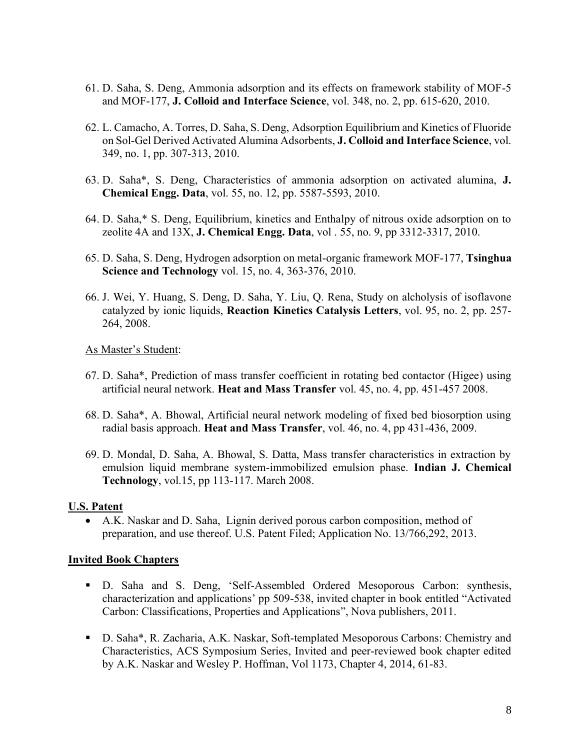61. D. Saha, S. Deng, Ammonia adsorption and its effects on framework stability of MOF-5 and MOF-177, **J. Colloid and Interface Science**, vol. 348, no. 2, pp. 615-620, 2010.

62. L. Camacho, A. Torres, D. Saha, S. Deng, Adsorption Equilibrium and Kinetics of Fluoride on Sol-Gel Derived Activated Alumina Adsorbents, **J. Colloid and Interface Science**, vol. 349, no. 1, pp. 307-313, 2010.

63. D. Saha*, S. Deng, Characteristics of ammonia adsorption on activated alumina, **J. Chemical Engg. Data**, vol. 55, no. 12, pp. 5587-5593, 2010.

64. D. Saha,* S. Deng, Equilibrium, kinetics and Enthalpy of nitrous oxide adsorption on to zeolite 4A and 13X, **J. Chemical Engg. Data**, vol . 55, no. 9, pp 3312-3317, 2010.

65. D. Saha, S. Deng, Hydrogen adsorption on metal-organic framework MOF-177, **Tsinghua Science and Technology** vol. 15, no. 4, 363-376, 2010.

66. J. Wei, Y. Huang, S. Deng, D. Saha, Y. Liu, Q. Rena, Study on alcholysis of isoflavone catalyzed by ionic liquids, **Reaction Kinetics Catalysis Letters**, vol. 95, no. 2, pp. 257-264, 2008.

<u>As Master's Student</u>:

67. D. Saha*, Prediction of mass transfer coefficient in rotating bed contactor (Higee) using artificial neural network. **Heat and Mass Transfer** vol. 45, no. 4, pp. 451-457 2008.

68. D. Saha*, A. Bhowal, Artificial neural network modeling of fixed bed biosorption using radial basis approach. **Heat and Mass Transfer**, vol. 46, no. 4, pp 431-436, 2009.

69. D. Mondal, D. Saha, A. Bhowal, S. Datta, Mass transfer characteristics in extraction by emulsion liquid membrane system-immobilized emulsion phase. **Indian J. Chemical Technology**, vol.15, pp 113-117. March 2008.

**<u>U.S. Patent</u>**

- A.K. Naskar and D. Saha, Lignin derived porous carbon composition, method of preparation, and use thereof. U.S. Patent Filed; Application No. 13/766,292, 2013.

**<u>Invited Book Chapters</u>**

- D. Saha and S. Deng, 'Self-Assembled Ordered Mesoporous Carbon: synthesis, characterization and applications' pp 509-538, invited chapter in book entitled "Activated Carbon: Classifications, Properties and Applications", Nova publishers, 2011.

- D. Saha*, R. Zacharia, A.K. Naskar, Soft-templated Mesoporous Carbons: Chemistry and Characteristics, ACS Symposium Series, Invited and peer-reviewed book chapter edited by A.K. Naskar and Wesley P. Hoffman, Vol 1173, Chapter 4, 2014, 61-83.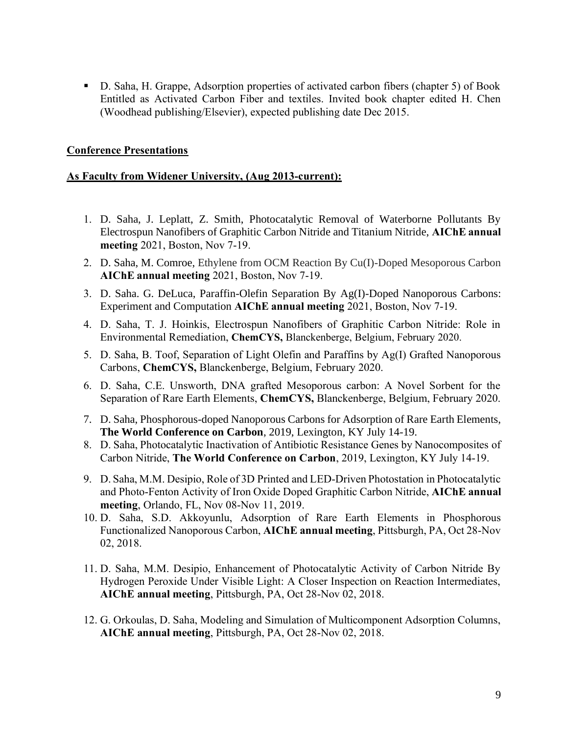- D. Saha, H. Grappe, Adsorption properties of activated carbon fibers (chapter 5) of Book Entitled as Activated Carbon Fiber and textiles. Invited book chapter edited H. Chen (Woodhead publishing/Elsevier), expected publishing date Dec 2015.

## Conference Presentations

### As Faculty from Widener University, (Aug 2013-current):

1. D. Saha, J. Leplatt, Z. Smith, Photocatalytic Removal of Waterborne Pollutants By Electrospun Nanofibers of Graphitic Carbon Nitride and Titanium Nitride, **AIChE annual meeting** 2021, Boston, Nov 7-19.
2. D. Saha, M. Comroe, Ethylene from OCM Reaction By Cu(I)-Doped Mesoporous Carbon **AIChE annual meeting** 2021, Boston, Nov 7-19.
3. D. Saha. G. DeLuca, Paraffin-Olefin Separation By Ag(I)-Doped Nanoporous Carbons: Experiment and Computation **AIChE annual meeting** 2021, Boston, Nov 7-19.
4. D. Saha, T. J. Hoinkis, Electrospun Nanofibers of Graphitic Carbon Nitride: Role in Environmental Remediation, **ChemCYS,** Blanckenberge, Belgium, February 2020.
5. D. Saha, B. Toof, Separation of Light Olefin and Paraffins by Ag(I) Grafted Nanoporous Carbons, **ChemCYS,** Blanckenberge, Belgium, February 2020.
6. D. Saha, C.E. Unsworth, DNA grafted Mesoporous carbon: A Novel Sorbent for the Separation of Rare Earth Elements, **ChemCYS,** Blanckenberge, Belgium, February 2020.
7. D. Saha, Phosphorous-doped Nanoporous Carbons for Adsorption of Rare Earth Elements, **The World Conference on Carbon**, 2019, Lexington, KY July 14-19.
8. D. Saha, Photocatalytic Inactivation of Antibiotic Resistance Genes by Nanocomposites of Carbon Nitride, **The World Conference on Carbon**, 2019, Lexington, KY July 14-19.
9. D. Saha, M.M. Desipio, Role of 3D Printed and LED-Driven Photostation in Photocatalytic and Photo-Fenton Activity of Iron Oxide Doped Graphitic Carbon Nitride, **AIChE annual meeting**, Orlando, FL, Nov 08-Nov 11, 2019.
10. D. Saha, S.D. Akkoyunlu, Adsorption of Rare Earth Elements in Phosphorous Functionalized Nanoporous Carbon, **AIChE annual meeting**, Pittsburgh, PA, Oct 28-Nov 02, 2018.
11. D. Saha, M.M. Desipio, Enhancement of Photocatalytic Activity of Carbon Nitride By Hydrogen Peroxide Under Visible Light: A Closer Inspection on Reaction Intermediates, **AIChE annual meeting**, Pittsburgh, PA, Oct 28-Nov 02, 2018.
12. G. Orkoulas, D. Saha, Modeling and Simulation of Multicomponent Adsorption Columns, **AIChE annual meeting**, Pittsburgh, PA, Oct 28-Nov 02, 2018.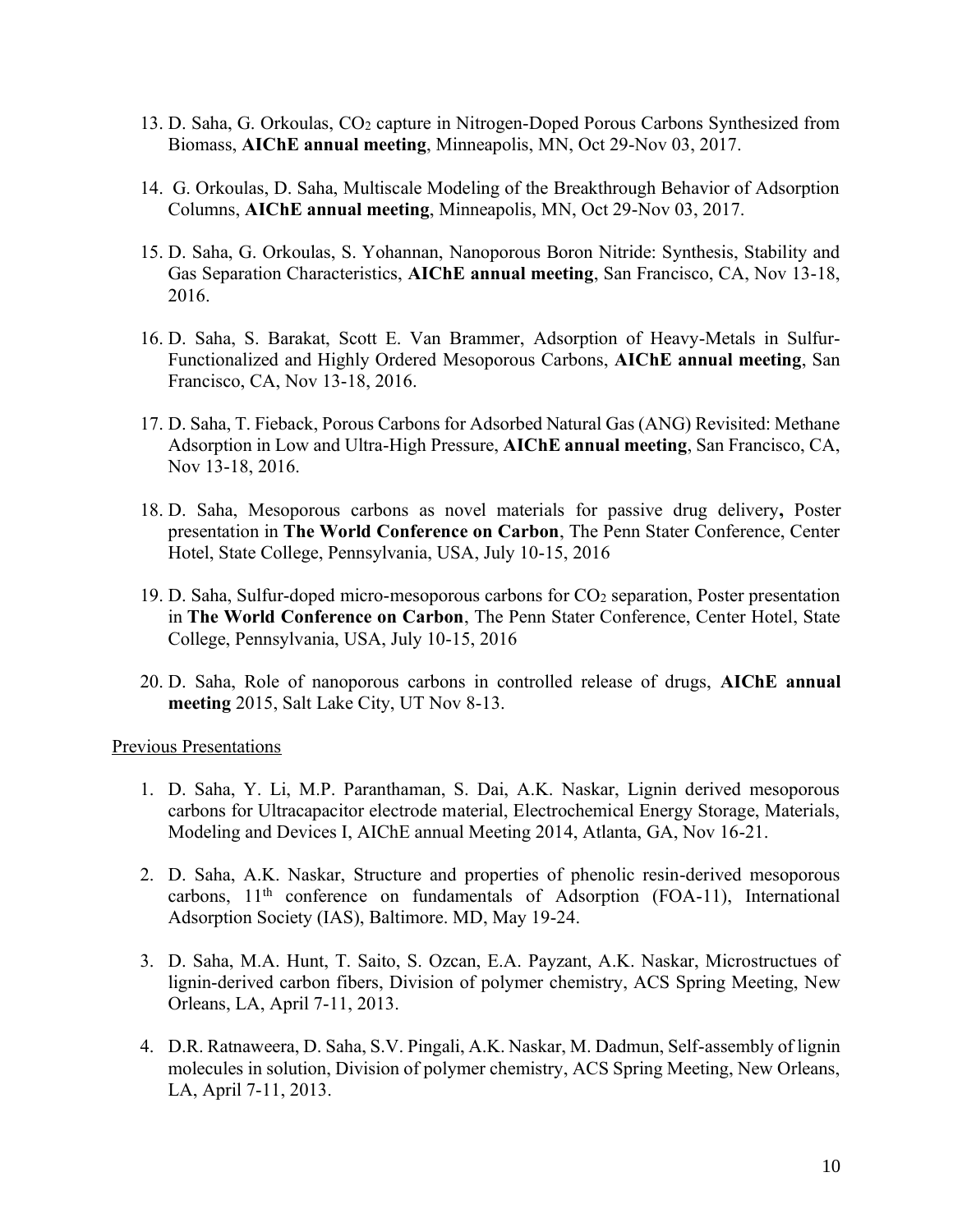13. D. Saha, G. Orkoulas, $CO_2$ capture in Nitrogen-Doped Porous Carbons Synthesized from Biomass, **AIChE annual meeting**, Minneapolis, MN, Oct 29-Nov 03, 2017.

14. G. Orkoulas, D. Saha, Multiscale Modeling of the Breakthrough Behavior of Adsorption Columns, **AIChE annual meeting**, Minneapolis, MN, Oct 29-Nov 03, 2017.

15. D. Saha, G. Orkoulas, S. Yohannan, Nanoporous Boron Nitride: Synthesis, Stability and Gas Separation Characteristics, **AIChE annual meeting**, San Francisco, CA, Nov 13-18, 2016.

16. D. Saha, S. Barakat, Scott E. Van Brammer, Adsorption of Heavy-Metals in Sulfur-Functionalized and Highly Ordered Mesoporous Carbons, **AIChE annual meeting**, San Francisco, CA, Nov 13-18, 2016.

17. D. Saha, T. Fieback, Porous Carbons for Adsorbed Natural Gas (ANG) Revisited: Methane Adsorption in Low and Ultra-High Pressure, **AIChE annual meeting**, San Francisco, CA, Nov 13-18, 2016.

18. D. Saha, Mesoporous carbons as novel materials for passive drug delivery**,** Poster presentation in **The World Conference on Carbon**, The Penn Stater Conference, Center Hotel, State College, Pennsylvania, USA, July 10-15, 2016

19. D. Saha, Sulfur-doped micro-mesoporous carbons for $CO_2$ separation, Poster presentation in **The World Conference on Carbon**, The Penn Stater Conference, Center Hotel, State College, Pennsylvania, USA, July 10-15, 2016

20. D. Saha, Role of nanoporous carbons in controlled release of drugs, **AIChE annual meeting** 2015, Salt Lake City, UT Nov 8-13.

Previous Presentations

1. D. Saha, Y. Li, M.P. Paranthaman, S. Dai, A.K. Naskar, Lignin derived mesoporous carbons for Ultracapacitor electrode material, Electrochemical Energy Storage, Materials, Modeling and Devices I, AIChE annual Meeting 2014, Atlanta, GA, Nov 16-21.

2. D. Saha, A.K. Naskar, Structure and properties of phenolic resin-derived mesoporous carbons, 11th conference on fundamentals of Adsorption (FOA-11), International Adsorption Society (IAS), Baltimore. MD, May 19-24.

3. D. Saha, M.A. Hunt, T. Saito, S. Ozcan, E.A. Payzant, A.K. Naskar, Microstructues of lignin-derived carbon fibers, Division of polymer chemistry, ACS Spring Meeting, New Orleans, LA, April 7-11, 2013.

4. D.R. Ratnaweera, D. Saha, S.V. Pingali, A.K. Naskar, M. Dadmun, Self-assembly of lignin molecules in solution, Division of polymer chemistry, ACS Spring Meeting, New Orleans, LA, April 7-11, 2013.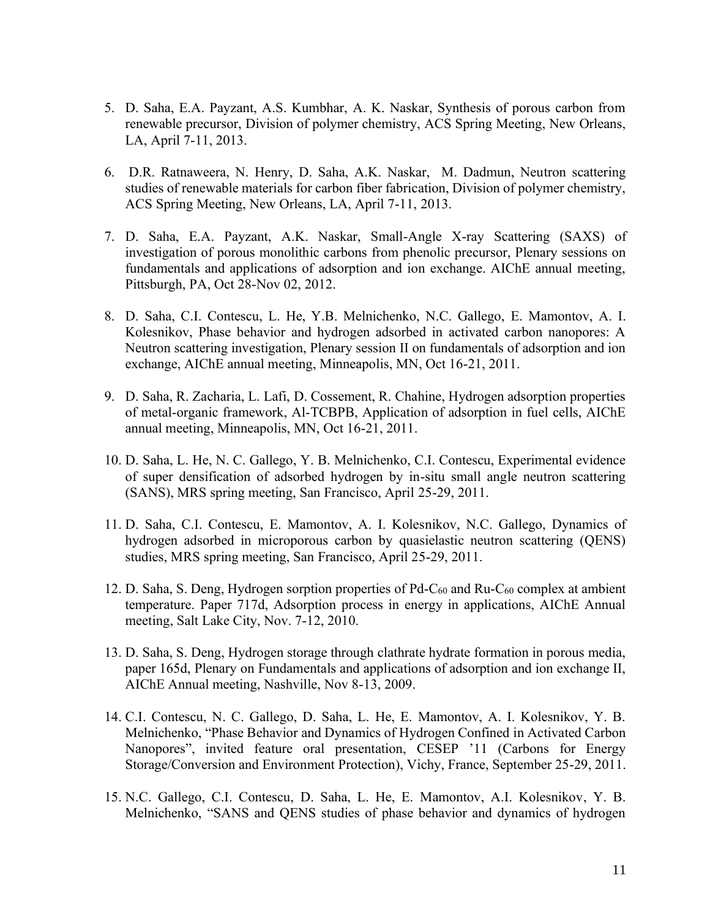5. D. Saha, E.A. Payzant, A.S. Kumbhar, A. K. Naskar, Synthesis of porous carbon from renewable precursor, Division of polymer chemistry, ACS Spring Meeting, New Orleans, LA, April 7-11, 2013.

6. D.R. Ratnaweera, N. Henry, D. Saha, A.K. Naskar, M. Dadmun, Neutron scattering studies of renewable materials for carbon fiber fabrication, Division of polymer chemistry, ACS Spring Meeting, New Orleans, LA, April 7-11, 2013.

7. D. Saha, E.A. Payzant, A.K. Naskar, Small-Angle X-ray Scattering (SAXS) of investigation of porous monolithic carbons from phenolic precursor, Plenary sessions on fundamentals and applications of adsorption and ion exchange. AIChE annual meeting, Pittsburgh, PA, Oct 28-Nov 02, 2012.

8. D. Saha, C.I. Contescu, L. He, Y.B. Melnichenko, N.C. Gallego, E. Mamontov, A. I. Kolesnikov, Phase behavior and hydrogen adsorbed in activated carbon nanopores: A Neutron scattering investigation, Plenary session II on fundamentals of adsorption and ion exchange, AIChE annual meeting, Minneapolis, MN, Oct 16-21, 2011.

9. D. Saha, R. Zacharia, L. Lafi, D. Cossement, R. Chahine, Hydrogen adsorption properties of metal-organic framework, Al-TCBPB, Application of adsorption in fuel cells, AIChE annual meeting, Minneapolis, MN, Oct 16-21, 2011.

10. D. Saha, L. He, N. C. Gallego, Y. B. Melnichenko, C.I. Contescu, Experimental evidence of super densification of adsorbed hydrogen by in-situ small angle neutron scattering (SANS), MRS spring meeting, San Francisco, April 25-29, 2011.

11. D. Saha, C.I. Contescu, E. Mamontov, A. I. Kolesnikov, N.C. Gallego, Dynamics of hydrogen adsorbed in microporous carbon by quasielastic neutron scattering (QENS) studies, MRS spring meeting, San Francisco, April 25-29, 2011.

12. D. Saha, S. Deng, Hydrogen sorption properties of Pd-$C_{60}$ and Ru-$C_{60}$ complex at ambient temperature. Paper 717d, Adsorption process in energy in applications, AIChE Annual meeting, Salt Lake City, Nov. 7-12, 2010.

13. D. Saha, S. Deng, Hydrogen storage through clathrate hydrate formation in porous media, paper 165d, Plenary on Fundamentals and applications of adsorption and ion exchange II, AIChE Annual meeting, Nashville, Nov 8-13, 2009.

14. C.I. Contescu, N. C. Gallego, D. Saha, L. He, E. Mamontov, A. I. Kolesnikov, Y. B. Melnichenko, "Phase Behavior and Dynamics of Hydrogen Confined in Activated Carbon Nanopores", invited feature oral presentation, CESEP '11 (Carbons for Energy Storage/Conversion and Environment Protection), Vichy, France, September 25-29, 2011.

15. N.C. Gallego, C.I. Contescu, D. Saha, L. He, E. Mamontov, A.I. Kolesnikov, Y. B. Melnichenko, "SANS and QENS studies of phase behavior and dynamics of hydrogen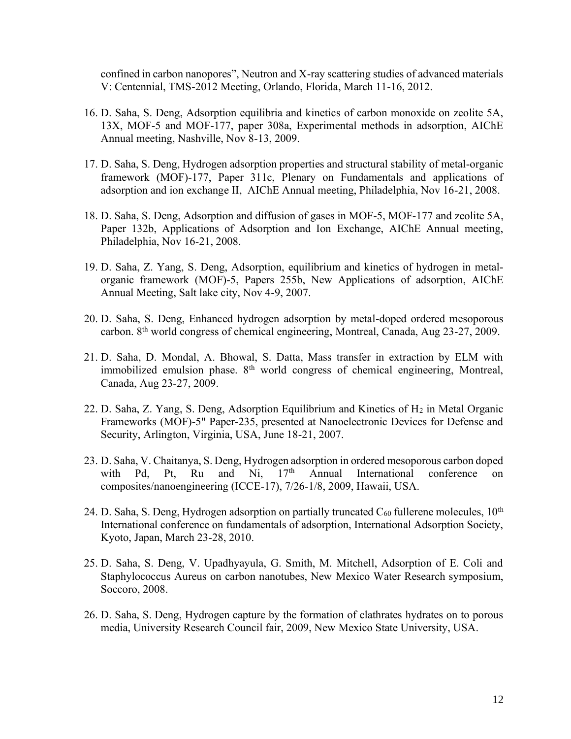confined in carbon nanopores", Neutron and X-ray scattering studies of advanced materials V: Centennial, TMS-2012 Meeting, Orlando, Florida, March 11-16, 2012.

16. D. Saha, S. Deng, Adsorption equilibria and kinetics of carbon monoxide on zeolite 5A, 13X, MOF-5 and MOF-177, paper 308a, Experimental methods in adsorption, AIChE Annual meeting, Nashville, Nov 8-13, 2009.

17. D. Saha, S. Deng, Hydrogen adsorption properties and structural stability of metal-organic framework (MOF)-177, Paper 311c, Plenary on Fundamentals and applications of adsorption and ion exchange II, AIChE Annual meeting, Philadelphia, Nov 16-21, 2008.

18. D. Saha, S. Deng, Adsorption and diffusion of gases in MOF-5, MOF-177 and zeolite 5A, Paper 132b, Applications of Adsorption and Ion Exchange, AIChE Annual meeting, Philadelphia, Nov 16-21, 2008.

19. D. Saha, Z. Yang, S. Deng, Adsorption, equilibrium and kinetics of hydrogen in metal-organic framework (MOF)-5, Papers 255b, New Applications of adsorption, AIChE Annual Meeting, Salt lake city, Nov 4-9, 2007.

20. D. Saha, S. Deng, Enhanced hydrogen adsorption by metal-doped ordered mesoporous carbon. 8th world congress of chemical engineering, Montreal, Canada, Aug 23-27, 2009.

21. D. Saha, D. Mondal, A. Bhowal, S. Datta, Mass transfer in extraction by ELM with immobilized emulsion phase. 8th world congress of chemical engineering, Montreal, Canada, Aug 23-27, 2009.

22. D. Saha, Z. Yang, S. Deng, Adsorption Equilibrium and Kinetics of $H_2$ in Metal Organic Frameworks (MOF)-5" Paper-235, presented at Nanoelectronic Devices for Defense and Security, Arlington, Virginia, USA, June 18-21, 2007.

23. D. Saha, V. Chaitanya, S. Deng, Hydrogen adsorption in ordered mesoporous carbon doped with Pd, Pt, Ru and Ni, 17th Annual International conference on composites/nanoengineering (ICCE-17), 7/26-1/8, 2009, Hawaii, USA.

24. D. Saha, S. Deng, Hydrogen adsorption on partially truncated $C_{60}$ fullerene molecules, 10th International conference on fundamentals of adsorption, International Adsorption Society, Kyoto, Japan, March 23-28, 2010.

25. D. Saha, S. Deng, V. Upadhyayula, G. Smith, M. Mitchell, Adsorption of E. Coli and Staphylococcus Aureus on carbon nanotubes, New Mexico Water Research symposium, Soccoro, 2008.

26. D. Saha, S. Deng, Hydrogen capture by the formation of clathrates hydrates on to porous media, University Research Council fair, 2009, New Mexico State University, USA.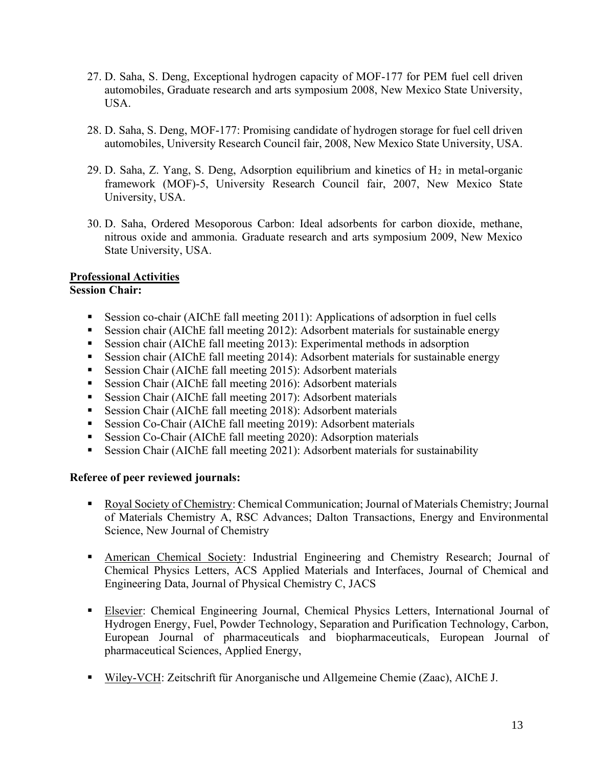27. D. Saha, S. Deng, Exceptional hydrogen capacity of MOF-177 for PEM fuel cell driven automobiles, Graduate research and arts symposium 2008, New Mexico State University, USA.

28. D. Saha, S. Deng, MOF-177: Promising candidate of hydrogen storage for fuel cell driven automobiles, University Research Council fair, 2008, New Mexico State University, USA.

29. D. Saha, Z. Yang, S. Deng, Adsorption equilibrium and kinetics of $H_2$ in metal-organic framework (MOF)-5, University Research Council fair, 2007, New Mexico State University, USA.

30. D. Saha, Ordered Mesoporous Carbon: Ideal adsorbents for carbon dioxide, methane, nitrous oxide and ammonia. Graduate research and arts symposium 2009, New Mexico State University, USA.

## Professional Activities

**Session Chair:**

- Session co-chair (AIChE fall meeting 2011): Applications of adsorption in fuel cells
- Session chair (AIChE fall meeting 2012): Adsorbent materials for sustainable energy
- Session chair (AIChE fall meeting 2013): Experimental methods in adsorption
- Session chair (AIChE fall meeting 2014): Adsorbent materials for sustainable energy
- Session Chair (AIChE fall meeting 2015): Adsorbent materials
- Session Chair (AIChE fall meeting 2016): Adsorbent materials
- Session Chair (AIChE fall meeting 2017): Adsorbent materials
- Session Chair (AIChE fall meeting 2018): Adsorbent materials
- Session Co-Chair (AIChE fall meeting 2019): Adsorbent materials
- Session Co-Chair (AIChE fall meeting 2020): Adsorption materials
- Session Chair (AIChE fall meeting 2021): Adsorbent materials for sustainability

**Referee of peer reviewed journals:**

- Royal Society of Chemistry: Chemical Communication; Journal of Materials Chemistry; Journal of Materials Chemistry A, RSC Advances; Dalton Transactions, Energy and Environmental Science, New Journal of Chemistry

- American Chemical Society: Industrial Engineering and Chemistry Research; Journal of Chemical Physics Letters, ACS Applied Materials and Interfaces, Journal of Chemical and Engineering Data, Journal of Physical Chemistry C, JACS

- Elsevier: Chemical Engineering Journal, Chemical Physics Letters, International Journal of Hydrogen Energy, Fuel, Powder Technology, Separation and Purification Technology, Carbon, European Journal of pharmaceuticals and biopharmaceuticals, European Journal of pharmaceutical Sciences, Applied Energy,

- Wiley-VCH: Zeitschrift für Anorganische und Allgemeine Chemie (Zaac), AIChE J.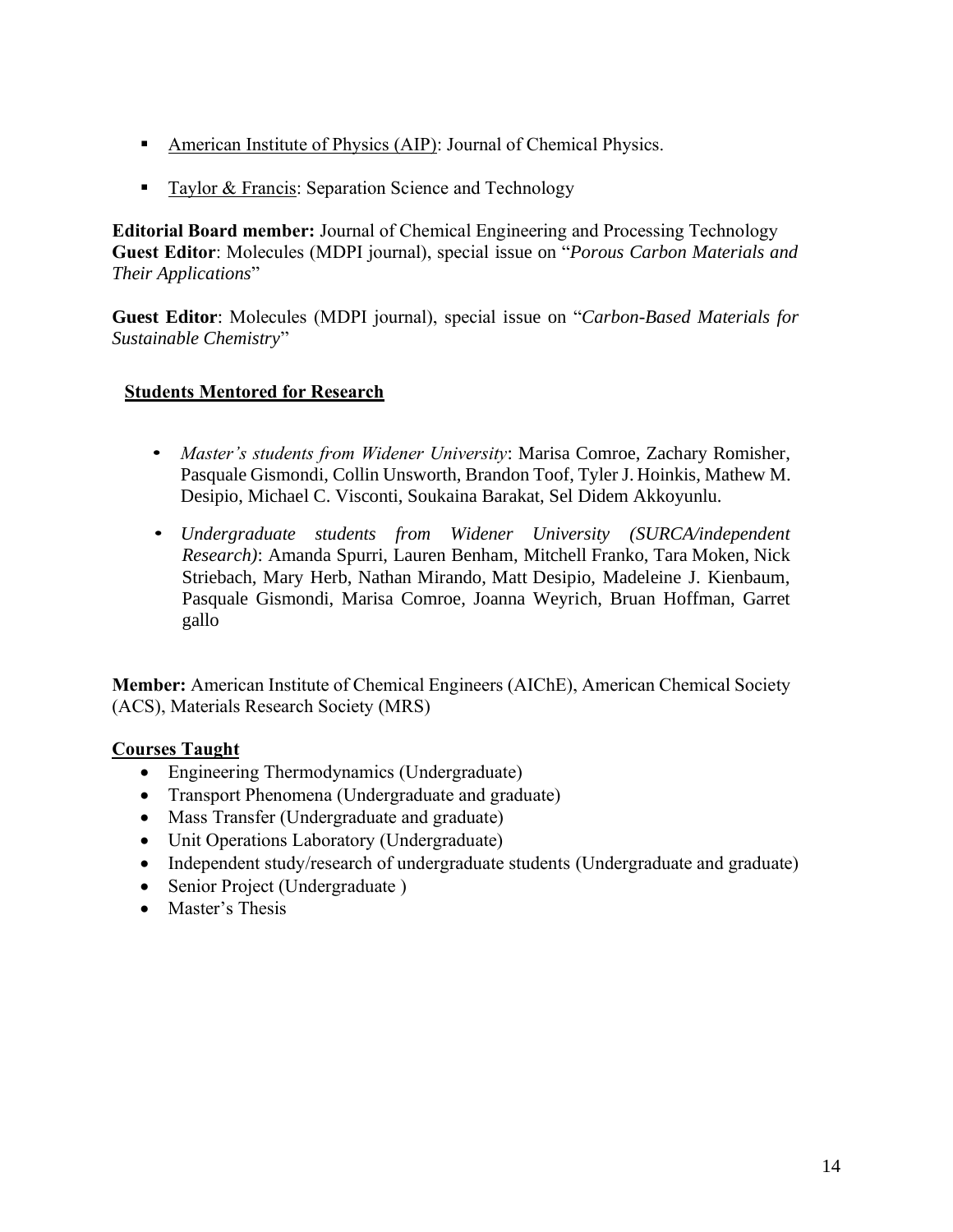- American Institute of Physics (AIP): Journal of Chemical Physics.
- Taylor & Francis: Separation Science and Technology

**Editorial Board member:** Journal of Chemical Engineering and Processing Technology
**Guest Editor**: Molecules (MDPI journal), special issue on "*Porous Carbon Materials and Their Applications*"

**Guest Editor**: Molecules (MDPI journal), special issue on "*Carbon-Based Materials for Sustainable Chemistry*"

## Students Mentored for Research

- *Master's students from Widener University*: Marisa Comroe, Zachary Romisher, Pasquale Gismondi, Collin Unsworth, Brandon Toof, Tyler J. Hoinkis, Mathew M. Desipio, Michael C. Visconti, Soukaina Barakat, Sel Didem Akkoyunlu.
- *Undergraduate students from Widener University (SURCA/independent Research)*: Amanda Spurri, Lauren Benham, Mitchell Franko, Tara Moken, Nick Striebach, Mary Herb, Nathan Mirando, Matt Desipio, Madeleine J. Kienbaum, Pasquale Gismondi, Marisa Comroe, Joanna Weyrich, Bruan Hoffman, Garret gallo

**Member:** American Institute of Chemical Engineers (AIChE), American Chemical Society (ACS), Materials Research Society (MRS)

## Courses Taught

- Engineering Thermodynamics (Undergraduate)
- Transport Phenomena (Undergraduate and graduate)
- Mass Transfer (Undergraduate and graduate)
- Unit Operations Laboratory (Undergraduate)
- Independent study/research of undergraduate students (Undergraduate and graduate)
- Senior Project (Undergraduate )
- Master's Thesis